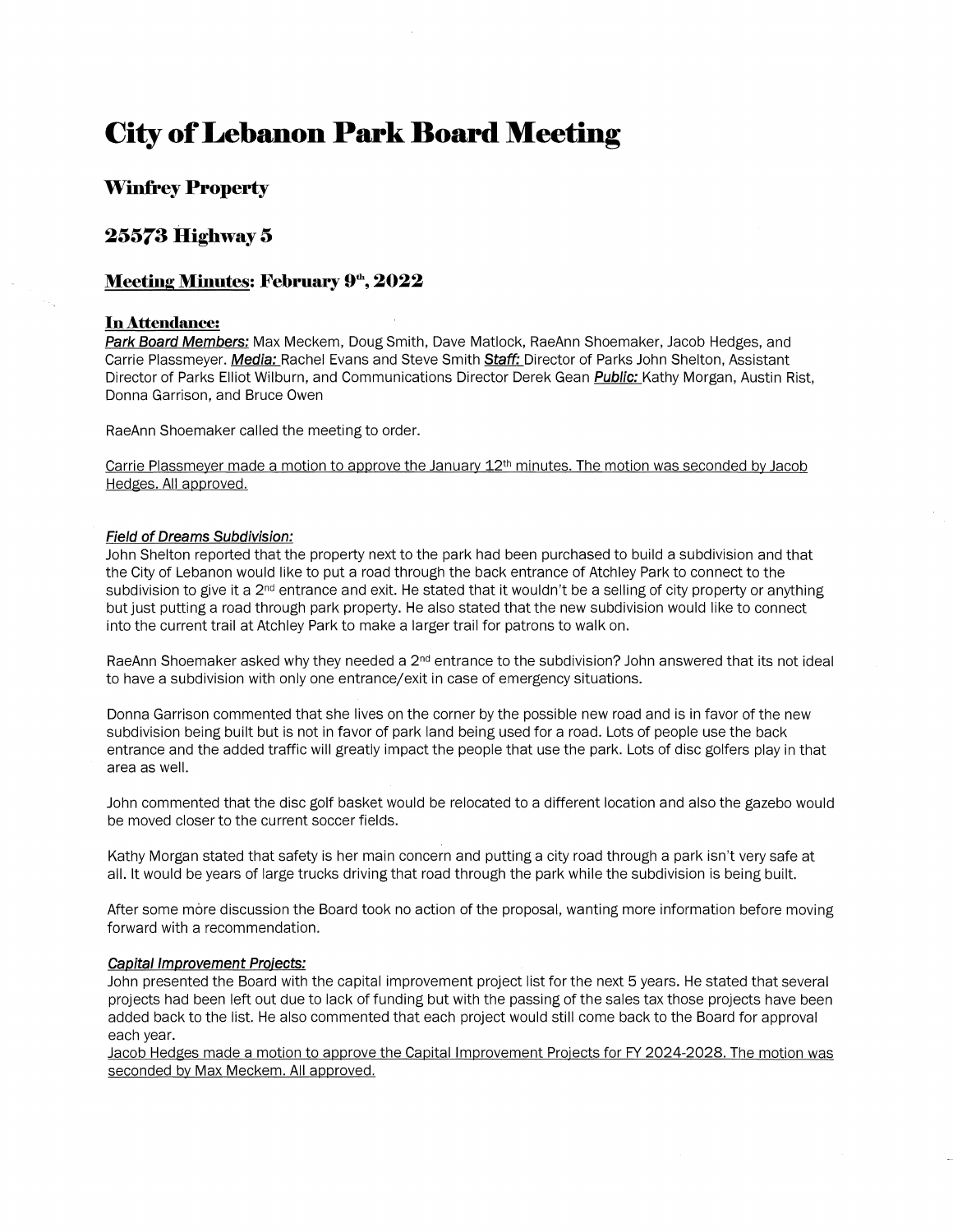# City of Lebanon Park Board Meeting

## Winfrey Property

## 25573 Highway 5

### Meeting Minutes: February 9th, 2022

#### In Attendance:

***Park Board Members:*** Max Meckem, Doug Smith, Dave Matlock, RaeAnn Shoemaker, Jacob Hedges, and Carrie Plassmeyer. ***Media:*** Rachel Evans and Steve Smith ***Staff:*** Director of Parks John Shelton, Assistant Director of Parks Elliot Wilburn, and Communications Director Derek Gean ***Public:*** Kathy Morgan, Austin Rist, Donna Garrison, and Bruce Owen

RaeAnn Shoemaker called the meeting to order.

<u>Carrie Plassmeyer made a motion to approve the January 12th minutes. The motion was seconded by Jacob Hedges. All approved.</u>

***Field of Dreams Subdivision:***

John Shelton reported that the property next to the park had been purchased to build a subdivision and that the City of Lebanon would like to put a road through the back entrance of Atchley Park to connect to the subdivision to give it a 2nd entrance and exit. He stated that it wouldn't be a selling of city property or anything but just putting a road through park property. He also stated that the new subdivision would like to connect into the current trail at Atchley Park to make a larger trail for patrons to walk on.

RaeAnn Shoemaker asked why they needed a 2nd entrance to the subdivision? John answered that its not ideal to have a subdivision with only one entrance/exit in case of emergency situations.

Donna Garrison commented that she lives on the corner by the possible new road and is in favor of the new subdivision being built but is not in favor of park land being used for a road. Lots of people use the back entrance and the added traffic will greatly impact the people that use the park. Lots of disc golfers play in that area as well.

John commented that the disc golf basket would be relocated to a different location and also the gazebo would be moved closer to the current soccer fields.

Kathy Morgan stated that safety is her main concern and putting a city road through a park isn't very safe at all. It would be years of large trucks driving that road through the park while the subdivision is being built.

After some more discussion the Board took no action of the proposal, wanting more information before moving forward with a recommendation.

***Capital Improvement Projects:***

John presented the Board with the capital improvement project list for the next 5 years. He stated that several projects had been left out due to lack of funding but with the passing of the sales tax those projects have been added back to the list. He also commented that each project would still come back to the Board for approval each year.

<u>Jacob Hedges made a motion to approve the Capital Improvement Projects for FY 2024-2028. The motion was seconded by Max Meckem. All approved.</u>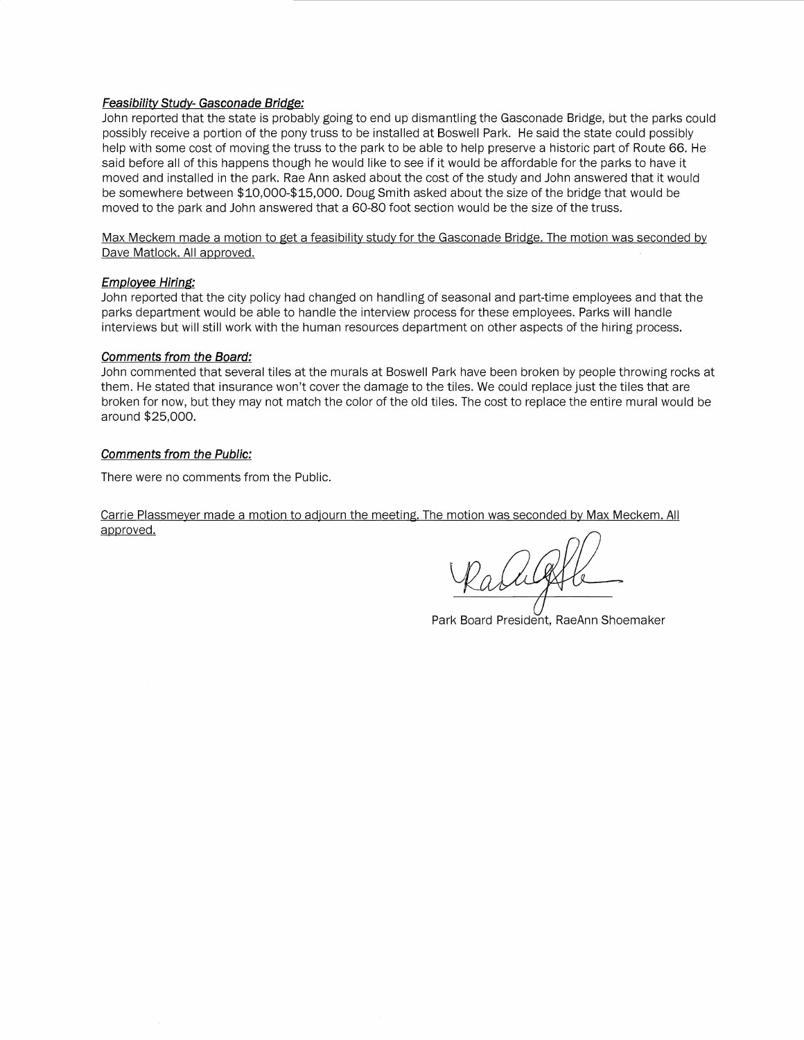***Feasibility Study- Gasconade Bridge:***

John reported that the state is probably going to end up dismantling the Gasconade Bridge, but the parks could possibly receive a portion of the pony truss to be installed at Boswell Park. He said the state could possibly help with some cost of moving the truss to the park to be able to help preserve a historic part of Route 66. He said before all of this happens though he would like to see if it would be affordable for the parks to have it moved and installed in the park. Rae Ann asked about the cost of the study and John answered that it would be somewhere between $10,000-$15,000. Doug Smith asked about the size of the bridge that would be moved to the park and John answered that a 60-80 foot section would be the size of the truss.

Max Meckem made a motion to get a feasibility study for the Gasconade Bridge. The motion was seconded by Dave Matlock. All approved.

***Employee Hiring:***

John reported that the city policy had changed on handling of seasonal and part-time employees and that the parks department would be able to handle the interview process for these employees. Parks will handle interviews but will still work with the human resources department on other aspects of the hiring process.

***Comments from the Board:***

John commented that several tiles at the murals at Boswell Park have been broken by people throwing rocks at them. He stated that insurance won't cover the damage to the tiles. We could replace just the tiles that are broken for now, but they may not match the color of the old tiles. The cost to replace the entire mural would be around $25,000.

***Comments from the Public:***

There were no comments from the Public.

Carrie Plassmeyer made a motion to adjourn the meeting. The motion was seconded by Max Meckem. All approved.

Park Board President, RaeAnn Shoemaker